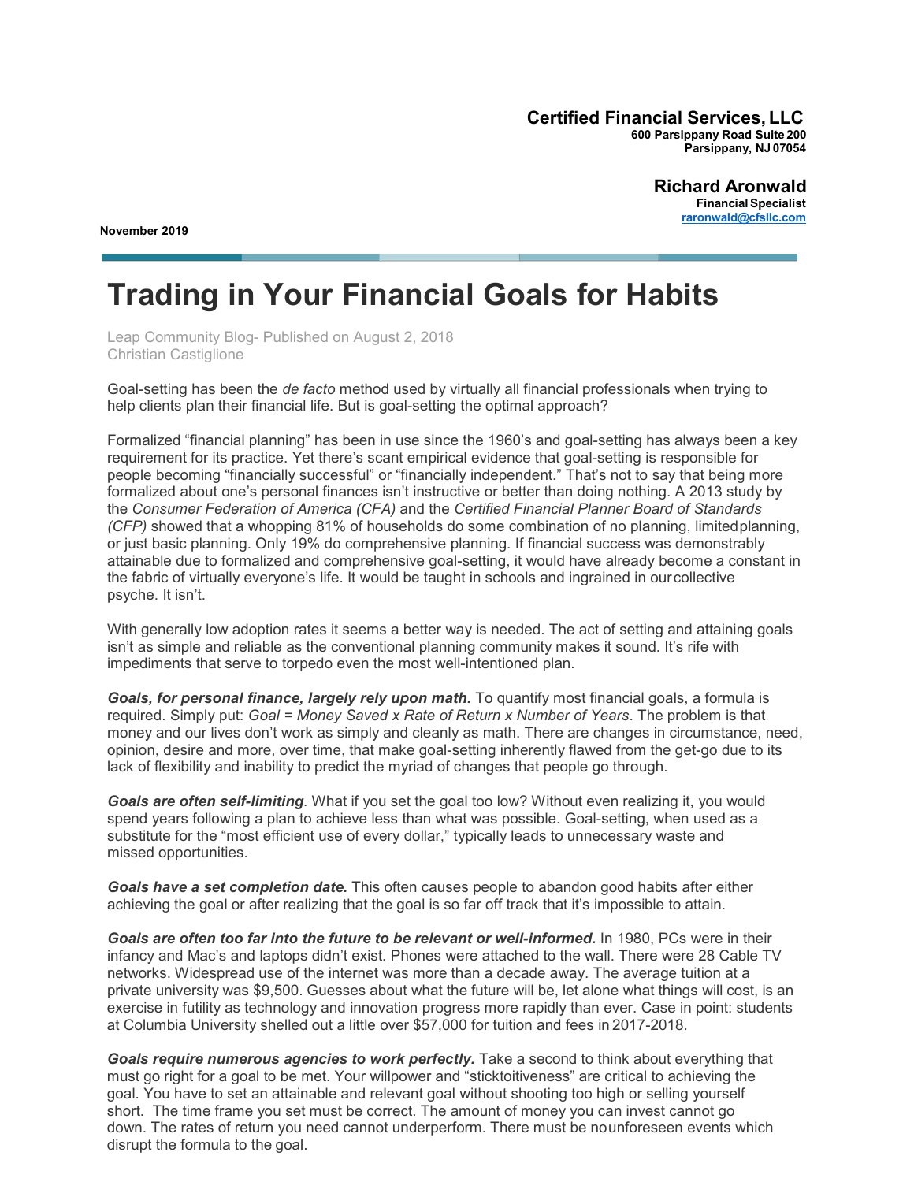**Certified Financial Services, LLC**
**600 Parsippany Road Suite 200**
**Parsippany, NJ 07054**

**Richard Aronwald**
**Financial Specialist**
**raronwald@cfsllc.com**

**November 2019**

# Trading in Your Financial Goals for Habits

Leap Community Blog- Published on August 2, 2018
Christian Castiglione

Goal-setting has been the *de facto* method used by virtually all financial professionals when trying to help clients plan their financial life. But is goal-setting the optimal approach?

Formalized "financial planning" has been in use since the 1960's and goal-setting has always been a key requirement for its practice. Yet there's scant empirical evidence that goal-setting is responsible for people becoming "financially successful" or "financially independent." That's not to say that being more formalized about one's personal finances isn't instructive or better than doing nothing. A 2013 study by the *Consumer Federation of America (CFA)* and the *Certified Financial Planner Board of Standards (CFP)* showed that a whopping 81% of households do some combination of no planning, limited planning, or just basic planning. Only 19% do comprehensive planning. If financial success was demonstrably attainable due to formalized and comprehensive goal-setting, it would have already become a constant in the fabric of virtually everyone's life. It would be taught in schools and ingrained in our collective psyche. It isn't.

With generally low adoption rates it seems a better way is needed. The act of setting and attaining goals isn't as simple and reliable as the conventional planning community makes it sound. It's rife with impediments that serve to torpedo even the most well-intentioned plan.

***Goals, for personal finance, largely rely upon math.*** To quantify most financial goals, a formula is required. Simply put: *Goal = Money Saved x Rate of Return x Number of Years*. The problem is that money and our lives don't work as simply and cleanly as math. There are changes in circumstance, need, opinion, desire and more, over time, that make goal-setting inherently flawed from the get-go due to its lack of flexibility and inability to predict the myriad of changes that people go through.

***Goals are often self-limiting***. What if you set the goal too low? Without even realizing it, you would spend years following a plan to achieve less than what was possible. Goal-setting, when used as a substitute for the "most efficient use of every dollar," typically leads to unnecessary waste and missed opportunities.

***Goals have a set completion date.*** This often causes people to abandon good habits after either achieving the goal or after realizing that the goal is so far off track that it's impossible to attain.

***Goals are often too far into the future to be relevant or well-informed.*** In 1980, PCs were in their infancy and Mac's and laptops didn't exist. Phones were attached to the wall. There were 28 Cable TV networks. Widespread use of the internet was more than a decade away. The average tuition at a private university was $9,500. Guesses about what the future will be, let alone what things will cost, is an exercise in futility as technology and innovation progress more rapidly than ever. Case in point: students at Columbia University shelled out a little over $57,000 for tuition and fees in 2017-2018.

***Goals require numerous agencies to work perfectly.*** Take a second to think about everything that must go right for a goal to be met. Your willpower and "sticktoitiveness" are critical to achieving the goal. You have to set an attainable and relevant goal without shooting too high or selling yourself short. The time frame you set must be correct. The amount of money you can invest cannot go down. The rates of return you need cannot underperform. There must be no unforeseen events which disrupt the formula to the goal.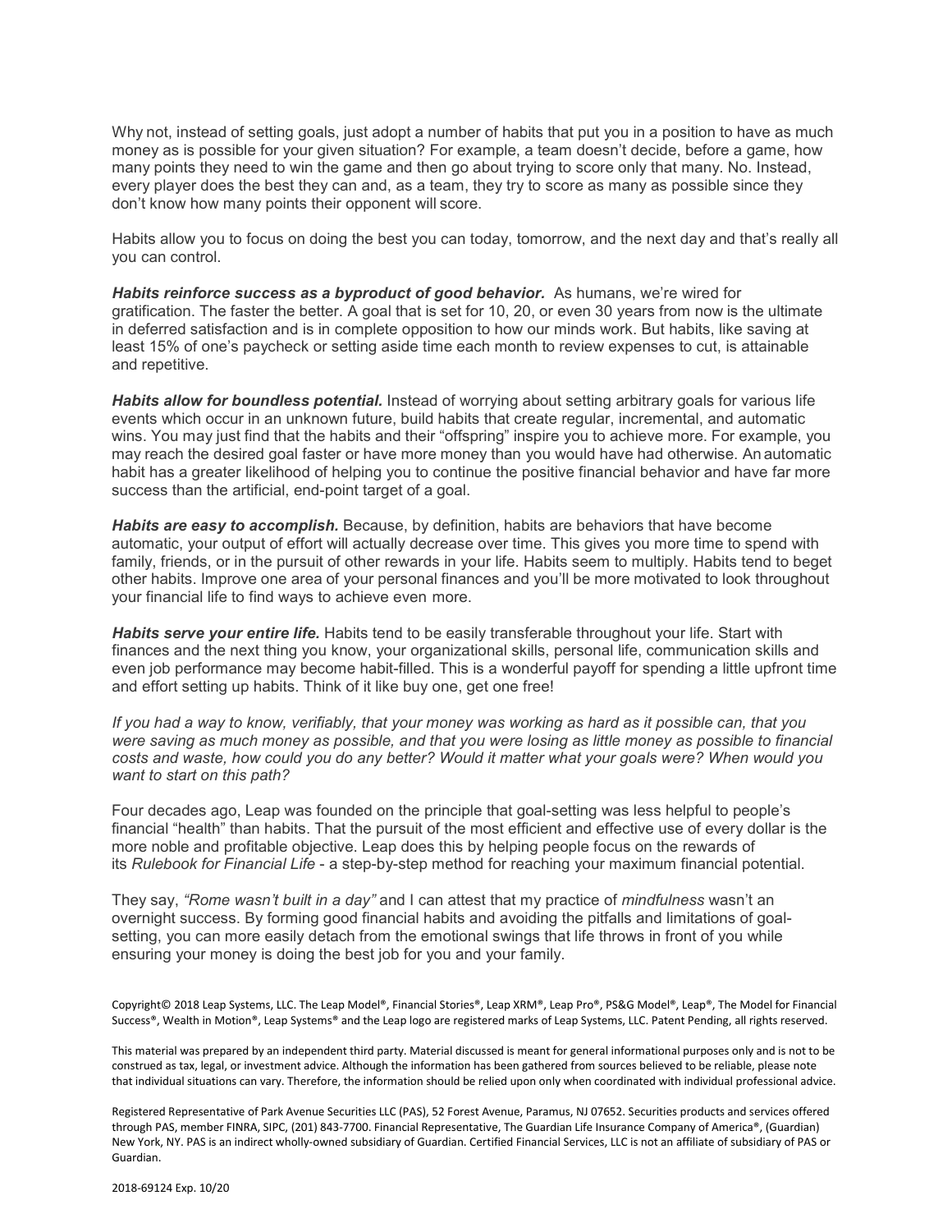Why not, instead of setting goals, just adopt a number of habits that put you in a position to have as much money as is possible for your given situation? For example, a team doesn't decide, before a game, how many points they need to win the game and then go about trying to score only that many. No. Instead, every player does the best they can and, as a team, they try to score as many as possible since they don't know how many points their opponent will score.

Habits allow you to focus on doing the best you can today, tomorrow, and the next day and that's really all you can control.

***Habits reinforce success as a byproduct of good behavior.*** As humans, we're wired for gratification. The faster the better. A goal that is set for 10, 20, or even 30 years from now is the ultimate in deferred satisfaction and is in complete opposition to how our minds work. But habits, like saving at least 15% of one's paycheck or setting aside time each month to review expenses to cut, is attainable and repetitive.

***Habits allow for boundless potential.*** Instead of worrying about setting arbitrary goals for various life events which occur in an unknown future, build habits that create regular, incremental, and automatic wins. You may just find that the habits and their "offspring" inspire you to achieve more. For example, you may reach the desired goal faster or have more money than you would have had otherwise. An automatic habit has a greater likelihood of helping you to continue the positive financial behavior and have far more success than the artificial, end-point target of a goal.

***Habits are easy to accomplish.*** Because, by definition, habits are behaviors that have become automatic, your output of effort will actually decrease over time. This gives you more time to spend with family, friends, or in the pursuit of other rewards in your life. Habits seem to multiply. Habits tend to beget other habits. Improve one area of your personal finances and you'll be more motivated to look throughout your financial life to find ways to achieve even more.

***Habits serve your entire life.*** Habits tend to be easily transferable throughout your life. Start with finances and the next thing you know, your organizational skills, personal life, communication skills and even job performance may become habit-filled. This is a wonderful payoff for spending a little upfront time and effort setting up habits. Think of it like buy one, get one free!

*If you had a way to know, verifiably, that your money was working as hard as it possible can, that you were saving as much money as possible, and that you were losing as little money as possible to financial costs and waste, how could you do any better? Would it matter what your goals were? When would you want to start on this path?*

Four decades ago, Leap was founded on the principle that goal-setting was less helpful to people's financial "health" than habits. That the pursuit of the most efficient and effective use of every dollar is the more noble and profitable objective. Leap does this by helping people focus on the rewards of its *Rulebook for Financial Life* - a step-by-step method for reaching your maximum financial potential.

They say, *"Rome wasn't built in a day"* and I can attest that my practice of *mindfulness* wasn't an overnight success. By forming good financial habits and avoiding the pitfalls and limitations of goal-setting, you can more easily detach from the emotional swings that life throws in front of you while ensuring your money is doing the best job for you and your family.

Copyright© 2018 Leap Systems, LLC. The Leap Model®, Financial Stories®, Leap XRM®, Leap Pro®, PS&G Model®, Leap®, The Model for Financial Success®, Wealth in Motion®, Leap Systems® and the Leap logo are registered marks of Leap Systems, LLC. Patent Pending, all rights reserved.

This material was prepared by an independent third party. Material discussed is meant for general informational purposes only and is not to be construed as tax, legal, or investment advice. Although the information has been gathered from sources believed to be reliable, please note that individual situations can vary. Therefore, the information should be relied upon only when coordinated with individual professional advice.

Registered Representative of Park Avenue Securities LLC (PAS), 52 Forest Avenue, Paramus, NJ 07652. Securities products and services offered through PAS, member FINRA, SIPC, (201) 843-7700. Financial Representative, The Guardian Life Insurance Company of America®, (Guardian) New York, NY. PAS is an indirect wholly-owned subsidiary of Guardian. Certified Financial Services, LLC is not an affiliate of subsidiary of PAS or Guardian.

2018-69124 Exp. 10/20